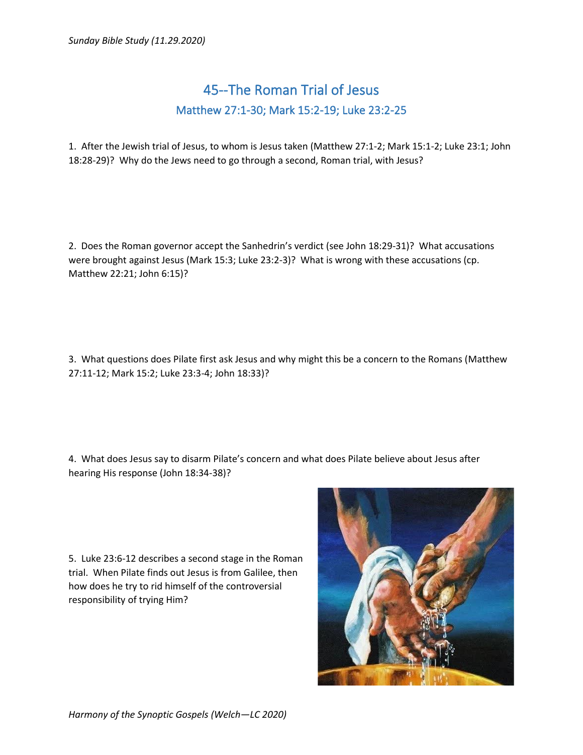# 45--The Roman Trial of Jesus

## Matthew 27:1-30; Mark 15:2-19; Luke 23:2-25

1. After the Jewish trial of Jesus, to whom is Jesus taken (Matthew 27:1-2; Mark 15:1-2; Luke 23:1; John 18:28-29)? Why do the Jews need to go through a second, Roman trial, with Jesus?

2. Does the Roman governor accept the Sanhedrin's verdict (see John 18:29-31)? What accusations were brought against Jesus (Mark 15:3; Luke 23:2-3)? What is wrong with these accusations (cp. Matthew 22:21; John 6:15)?

3. What questions does Pilate first ask Jesus and why might this be a concern to the Romans (Matthew 27:11-12; Mark 15:2; Luke 23:3-4; John 18:33)?

4. What does Jesus say to disarm Pilate's concern and what does Pilate believe about Jesus after hearing His response (John 18:34-38)?

5. Luke 23:6-12 describes a second stage in the Roman trial. When Pilate finds out Jesus is from Galilee, then how does he try to rid himself of the controversial responsibility of trying Him?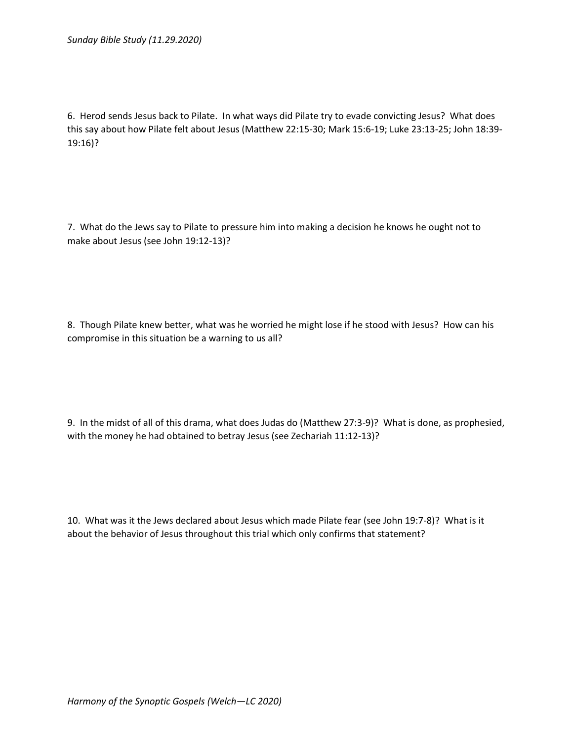6. Herod sends Jesus back to Pilate. In what ways did Pilate try to evade convicting Jesus? What does this say about how Pilate felt about Jesus (Matthew 22:15-30; Mark 15:6-19; Luke 23:13-25; John 18:39-19:16)?

7. What do the Jews say to Pilate to pressure him into making a decision he knows he ought not to make about Jesus (see John 19:12-13)?

8. Though Pilate knew better, what was he worried he might lose if he stood with Jesus? How can his compromise in this situation be a warning to us all?

9. In the midst of all of this drama, what does Judas do (Matthew 27:3-9)? What is done, as prophesied, with the money he had obtained to betray Jesus (see Zechariah 11:12-13)?

10. What was it the Jews declared about Jesus which made Pilate fear (see John 19:7-8)? What is it about the behavior of Jesus throughout this trial which only confirms that statement?